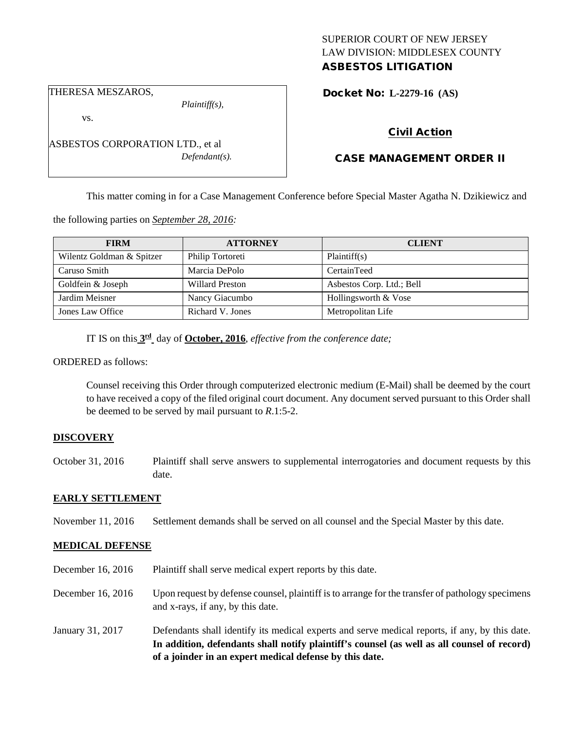SUPERIOR COURT OF NEW JERSEY
LAW DIVISION: MIDDLESEX COUNTY
**ASBESTOS LITIGATION**

THERESA MESZAROS,
*Plaintiff(s),*

vs.

ASBESTOS CORPORATION LTD., et al
*Defendant(s).*

**Docket No: L-2279-16 (AS)**

**Civil Action**

**CASE MANAGEMENT ORDER II**

This matter coming in for a Case Management Conference before Special Master Agatha N. Dzikiewicz and the following parties on *September 28, 2016:*

| FIRM | ATTORNEY | CLIENT |
|---|---|---|
| Wilentz Goldman & Spitzer | Philip Tortoreti | Plaintiff(s) |
| Caruso Smith | Marcia DePolo | CertainTeed |
| Goldfein & Joseph | Willard Preston | Asbestos Corp. Ltd.; Bell |
| Jardim Meisner | Nancy Giacumbo | Hollingsworth & Vose |
| Jones Law Office | Richard V. Jones | Metropolitan Life |

IT IS on this **3rd** day of **October, 2016**, *effective from the conference date;*

ORDERED as follows:

Counsel receiving this Order through computerized electronic medium (E-Mail) shall be deemed by the court to have received a copy of the filed original court document. Any document served pursuant to this Order shall be deemed to be served by mail pursuant to *R*.1:5-2.

**DISCOVERY**

October 31, 2016 Plaintiff shall serve answers to supplemental interrogatories and document requests by this date.

**EARLY SETTLEMENT**

November 11, 2016 Settlement demands shall be served on all counsel and the Special Master by this date.

**MEDICAL DEFENSE**

December 16, 2016 Plaintiff shall serve medical expert reports by this date.

December 16, 2016 Upon request by defense counsel, plaintiff is to arrange for the transfer of pathology specimens and x-rays, if any, by this date.

January 31, 2017 Defendants shall identify its medical experts and serve medical reports, if any, by this date. **In addition, defendants shall notify plaintiff's counsel (as well as all counsel of record) of a joinder in an expert medical defense by this date.**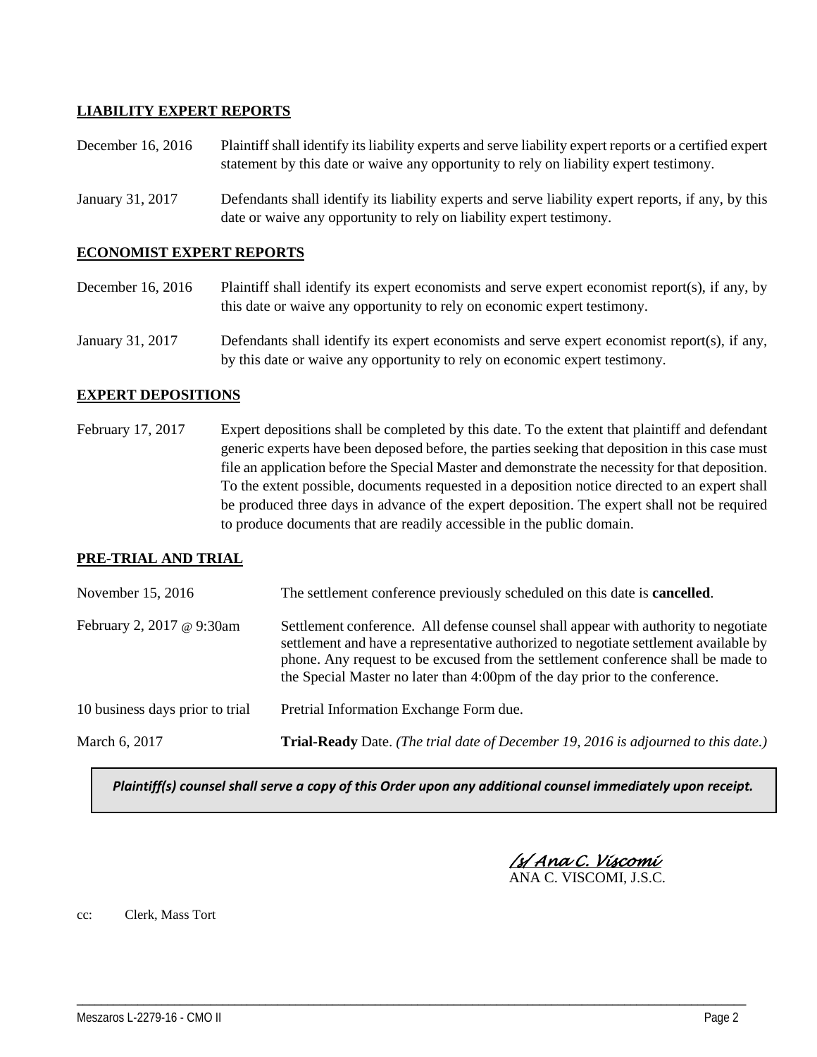## LIABILITY EXPERT REPORTS

| | |
|---|---|
| December 16, 2016 | Plaintiff shall identify its liability experts and serve liability expert reports or a certified expert statement by this date or waive any opportunity to rely on liability expert testimony. |
| January 31, 2017 | Defendants shall identify its liability experts and serve liability expert reports, if any, by this date or waive any opportunity to rely on liability expert testimony. |

## ECONOMIST EXPERT REPORTS

| | |
|---|---|
| December 16, 2016 | Plaintiff shall identify its expert economists and serve expert economist report(s), if any, by this date or waive any opportunity to rely on economic expert testimony. |
| January 31, 2017 | Defendants shall identify its expert economists and serve expert economist report(s), if any, by this date or waive any opportunity to rely on economic expert testimony. |

## EXPERT DEPOSITIONS

| | |
|---|---|
| February 17, 2017 | Expert depositions shall be completed by this date. To the extent that plaintiff and defendant generic experts have been deposed before, the parties seeking that deposition in this case must file an application before the Special Master and demonstrate the necessity for that deposition. To the extent possible, documents requested in a deposition notice directed to an expert shall be produced three days in advance of the expert deposition. The expert shall not be required to produce documents that are readily accessible in the public domain. |

## PRE-TRIAL AND TRIAL

| | |
|---|---|
| November 15, 2016 | The settlement conference previously scheduled on this date is **cancelled**. |
| February 2, 2017 @ 9:30am | Settlement conference. All defense counsel shall appear with authority to negotiate settlement and have a representative authorized to negotiate settlement available by phone. Any request to be excused from the settlement conference shall be made to the Special Master no later than 4:00pm of the day prior to the conference. |
| 10 business days prior to trial | Pretrial Information Exchange Form due. |
| March 6, 2017 | **Trial-Ready** Date. *(The trial date of December 19, 2016 is adjourned to this date.)* |

***Plaintiff(s) counsel shall serve a copy of this Order upon any additional counsel immediately upon receipt.***

*/s/ Ana C. Viscomi*
ANA C. VISCOMI, J.S.C.

cc: Clerk, Mass Tort